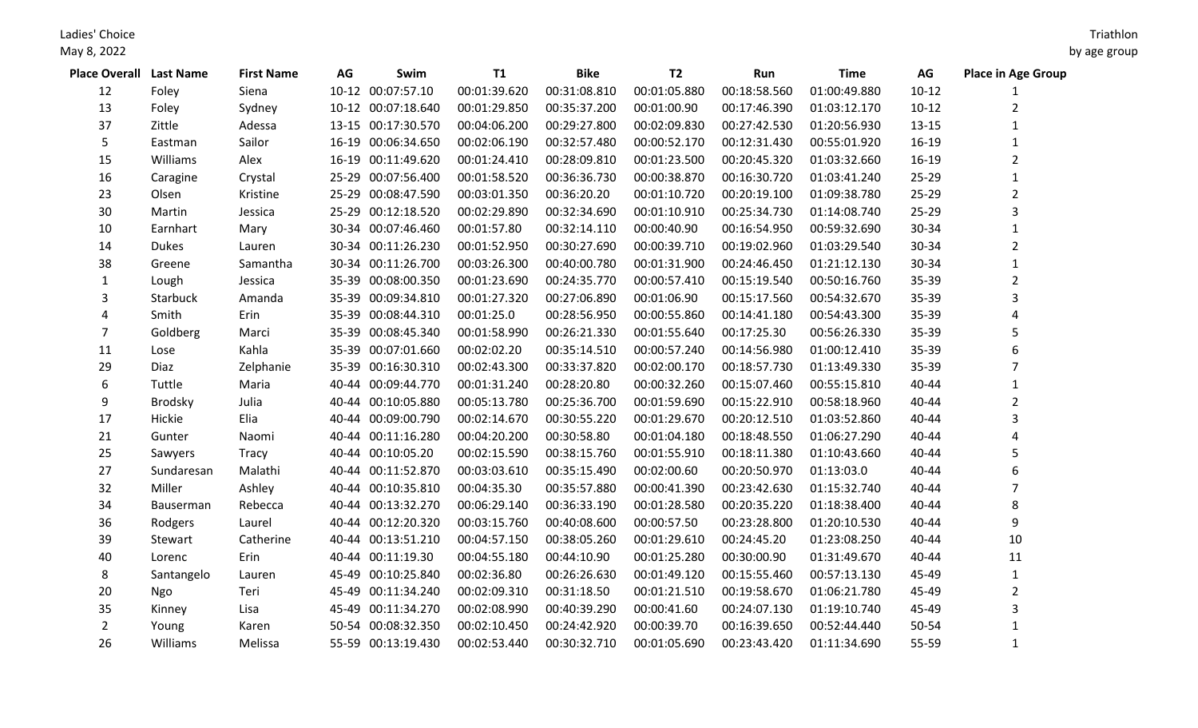Ladies' Choice
May 8, 2022

Triathlon
by age group

| Place Overall | Last Name | First Name | AG | Swim | T1 | Bike | T2 | Run | Time | AG | Place in Age Group |
|---|---|---|---|---|---|---|---|---|---|---|---|
| 12 | Foley | Siena | 10-12 | 00:07:57.10 | 00:01:39.620 | 00:31:08.810 | 00:01:05.880 | 00:18:58.560 | 01:00:49.880 | 10-12 | 1 |
| 13 | Foley | Sydney | 10-12 | 00:07:18.640 | 00:01:29.850 | 00:35:37.200 | 00:01:00.90 | 00:17:46.390 | 01:03:12.170 | 10-12 | 2 |
| 37 | Zittle | Adessa | 13-15 | 00:17:30.570 | 00:04:06.200 | 00:29:27.800 | 00:02:09.830 | 00:27:42.530 | 01:20:56.930 | 13-15 | 1 |
| 5 | Eastman | Sailor | 16-19 | 00:06:34.650 | 00:02:06.190 | 00:32:57.480 | 00:00:52.170 | 00:12:31.430 | 00:55:01.920 | 16-19 | 1 |
| 15 | Williams | Alex | 16-19 | 00:11:49.620 | 00:01:24.410 | 00:28:09.810 | 00:01:23.500 | 00:20:45.320 | 01:03:32.660 | 16-19 | 2 |
| 16 | Caragine | Crystal | 25-29 | 00:07:56.400 | 00:01:58.520 | 00:36:36.730 | 00:00:38.870 | 00:16:30.720 | 01:03:41.240 | 25-29 | 1 |
| 23 | Olsen | Kristine | 25-29 | 00:08:47.590 | 00:03:01.350 | 00:36:20.20 | 00:01:10.720 | 00:20:19.100 | 01:09:38.780 | 25-29 | 2 |
| 30 | Martin | Jessica | 25-29 | 00:12:18.520 | 00:02:29.890 | 00:32:34.690 | 00:01:10.910 | 00:25:34.730 | 01:14:08.740 | 25-29 | 3 |
| 10 | Earnhart | Mary | 30-34 | 00:07:46.460 | 00:01:57.80 | 00:32:14.110 | 00:00:40.90 | 00:16:54.950 | 00:59:32.690 | 30-34 | 1 |
| 14 | Dukes | Lauren | 30-34 | 00:11:26.230 | 00:01:52.950 | 00:30:27.690 | 00:00:39.710 | 00:19:02.960 | 01:03:29.540 | 30-34 | 2 |
| 38 | Greene | Samantha | 30-34 | 00:11:26.700 | 00:03:26.300 | 00:40:00.780 | 00:01:31.900 | 00:24:46.450 | 01:21:12.130 | 30-34 | 1 |
| 1 | Lough | Jessica | 35-39 | 00:08:00.350 | 00:01:23.690 | 00:24:35.770 | 00:00:57.410 | 00:15:19.540 | 00:50:16.760 | 35-39 | 2 |
| 3 | Starbuck | Amanda | 35-39 | 00:09:34.810 | 00:01:27.320 | 00:27:06.890 | 00:01:06.90 | 00:15:17.560 | 00:54:32.670 | 35-39 | 3 |
| 4 | Smith | Erin | 35-39 | 00:08:44.310 | 00:01:25.0 | 00:28:56.950 | 00:00:55.860 | 00:14:41.180 | 00:54:43.300 | 35-39 | 4 |
| 7 | Goldberg | Marci | 35-39 | 00:08:45.340 | 00:01:58.990 | 00:26:21.330 | 00:01:55.640 | 00:17:25.30 | 00:56:26.330 | 35-39 | 5 |
| 11 | Lose | Kahla | 35-39 | 00:07:01.660 | 00:02:02.20 | 00:35:14.510 | 00:00:57.240 | 00:14:56.980 | 01:00:12.410 | 35-39 | 6 |
| 29 | Diaz | Zelphanie | 35-39 | 00:16:30.310 | 00:02:43.300 | 00:33:37.820 | 00:02:00.170 | 00:18:57.730 | 01:13:49.330 | 35-39 | 7 |
| 6 | Tuttle | Maria | 40-44 | 00:09:44.770 | 00:01:31.240 | 00:28:20.80 | 00:00:32.260 | 00:15:07.460 | 00:55:15.810 | 40-44 | 1 |
| 9 | Brodsky | Julia | 40-44 | 00:10:05.880 | 00:05:13.780 | 00:25:36.700 | 00:01:59.690 | 00:15:22.910 | 00:58:18.960 | 40-44 | 2 |
| 17 | Hickie | Elia | 40-44 | 00:09:00.790 | 00:02:14.670 | 00:30:55.220 | 00:01:29.670 | 00:20:12.510 | 01:03:52.860 | 40-44 | 3 |
| 21 | Gunter | Naomi | 40-44 | 00:11:16.280 | 00:04:20.200 | 00:30:58.80 | 00:01:04.180 | 00:18:48.550 | 01:06:27.290 | 40-44 | 4 |
| 25 | Sawyers | Tracy | 40-44 | 00:10:05.20 | 00:02:15.590 | 00:38:15.760 | 00:01:55.910 | 00:18:11.380 | 01:10:43.660 | 40-44 | 5 |
| 27 | Sundaresan | Malathi | 40-44 | 00:11:52.870 | 00:03:03.610 | 00:35:15.490 | 00:02:00.60 | 00:20:50.970 | 01:13:03.0 | 40-44 | 6 |
| 32 | Miller | Ashley | 40-44 | 00:10:35.810 | 00:04:35.30 | 00:35:57.880 | 00:00:41.390 | 00:23:42.630 | 01:15:32.740 | 40-44 | 7 |
| 34 | Bauserman | Rebecca | 40-44 | 00:13:32.270 | 00:06:29.140 | 00:36:33.190 | 00:01:28.580 | 00:20:35.220 | 01:18:38.400 | 40-44 | 8 |
| 36 | Rodgers | Laurel | 40-44 | 00:12:20.320 | 00:03:15.760 | 00:40:08.600 | 00:00:57.50 | 00:23:28.800 | 01:20:10.530 | 40-44 | 9 |
| 39 | Stewart | Catherine | 40-44 | 00:13:51.210 | 00:04:57.150 | 00:38:05.260 | 00:01:29.610 | 00:24:45.20 | 01:23:08.250 | 40-44 | 10 |
| 40 | Lorenc | Erin | 40-44 | 00:11:19.30 | 00:04:55.180 | 00:44:10.90 | 00:01:25.280 | 00:30:00.90 | 01:31:49.670 | 40-44 | 11 |
| 8 | Santangelo | Lauren | 45-49 | 00:10:25.840 | 00:02:36.80 | 00:26:26.630 | 00:01:49.120 | 00:15:55.460 | 00:57:13.130 | 45-49 | 1 |
| 20 | Ngo | Teri | 45-49 | 00:11:34.240 | 00:02:09.310 | 00:31:18.50 | 00:01:21.510 | 00:19:58.670 | 01:06:21.780 | 45-49 | 2 |
| 35 | Kinney | Lisa | 45-49 | 00:11:34.270 | 00:02:08.990 | 00:40:39.290 | 00:00:41.60 | 00:24:07.130 | 01:19:10.740 | 45-49 | 3 |
| 2 | Young | Karen | 50-54 | 00:08:32.350 | 00:02:10.450 | 00:24:42.920 | 00:00:39.70 | 00:16:39.650 | 00:52:44.440 | 50-54 | 1 |
| 26 | Williams | Melissa | 55-59 | 00:13:19.430 | 00:02:53.440 | 00:30:32.710 | 00:01:05.690 | 00:23:43.420 | 01:11:34.690 | 55-59 | 1 |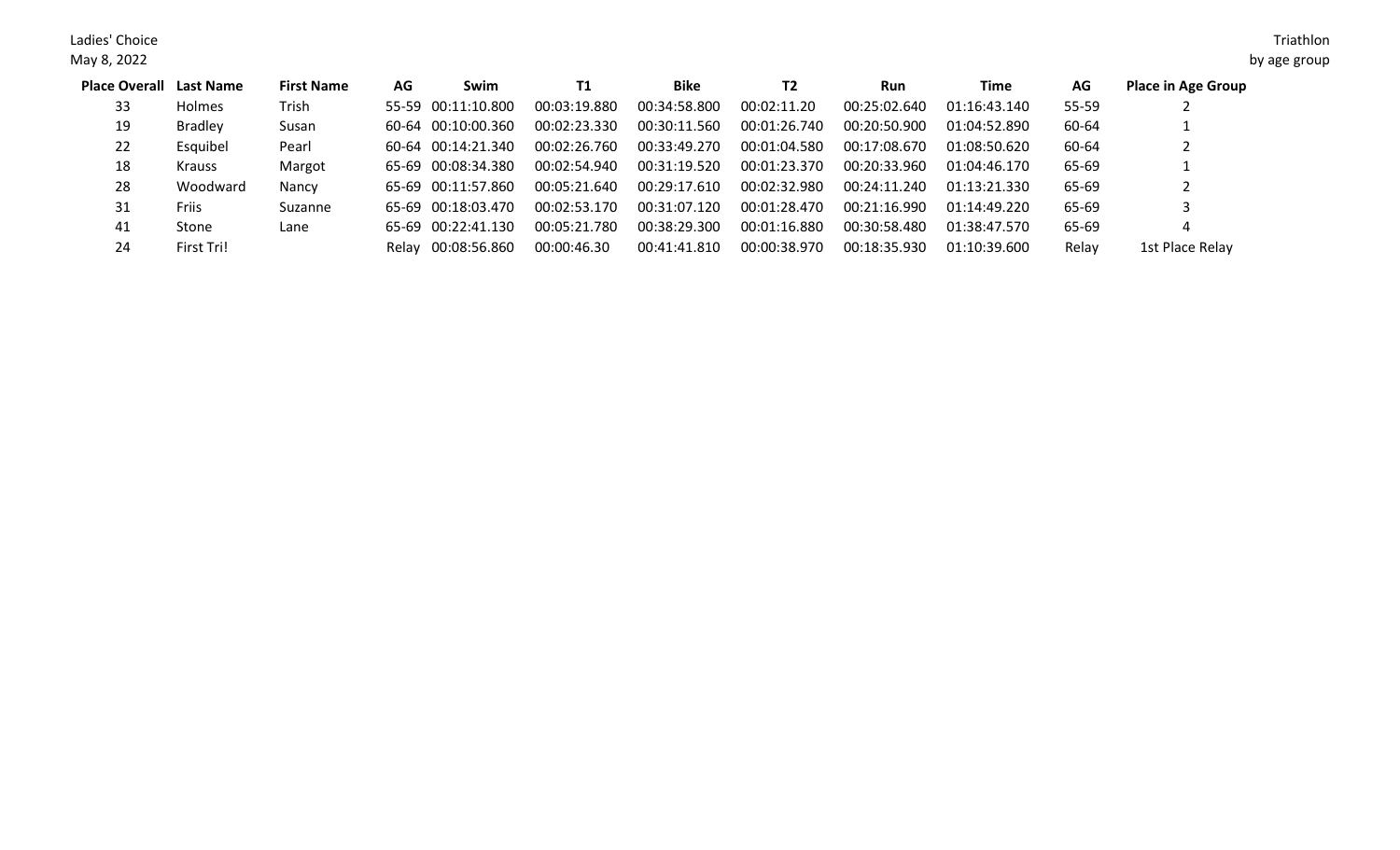Ladies' Choice
May 8, 2022

Triathlon
by age group

| Place Overall | Last Name | First Name | AG | Swim | T1 | Bike | T2 | Run | Time | AG | Place in Age Group |
|---|---|---|---|---|---|---|---|---|---|---|---|
| 33 | Holmes | Trish | 55-59 | 00:11:10.800 | 00:03:19.880 | 00:34:58.800 | 00:02:11.20 | 00:25:02.640 | 01:16:43.140 | 55-59 | 2 |
| 19 | Bradley | Susan | 60-64 | 00:10:00.360 | 00:02:23.330 | 00:30:11.560 | 00:01:26.740 | 00:20:50.900 | 01:04:52.890 | 60-64 | 1 |
| 22 | Esquibel | Pearl | 60-64 | 00:14:21.340 | 00:02:26.760 | 00:33:49.270 | 00:01:04.580 | 00:17:08.670 | 01:08:50.620 | 60-64 | 2 |
| 18 | Krauss | Margot | 65-69 | 00:08:34.380 | 00:02:54.940 | 00:31:19.520 | 00:01:23.370 | 00:20:33.960 | 01:04:46.170 | 65-69 | 1 |
| 28 | Woodward | Nancy | 65-69 | 00:11:57.860 | 00:05:21.640 | 00:29:17.610 | 00:02:32.980 | 00:24:11.240 | 01:13:21.330 | 65-69 | 2 |
| 31 | Friis | Suzanne | 65-69 | 00:18:03.470 | 00:02:53.170 | 00:31:07.120 | 00:01:28.470 | 00:21:16.990 | 01:14:49.220 | 65-69 | 3 |
| 41 | Stone | Lane | 65-69 | 00:22:41.130 | 00:05:21.780 | 00:38:29.300 | 00:01:16.880 | 00:30:58.480 | 01:38:47.570 | 65-69 | 4 |
| 24 | First Tri! | | Relay | 00:08:56.860 | 00:00:46.30 | 00:41:41.810 | 00:00:38.970 | 00:18:35.930 | 01:10:39.600 | Relay | 1st Place Relay |